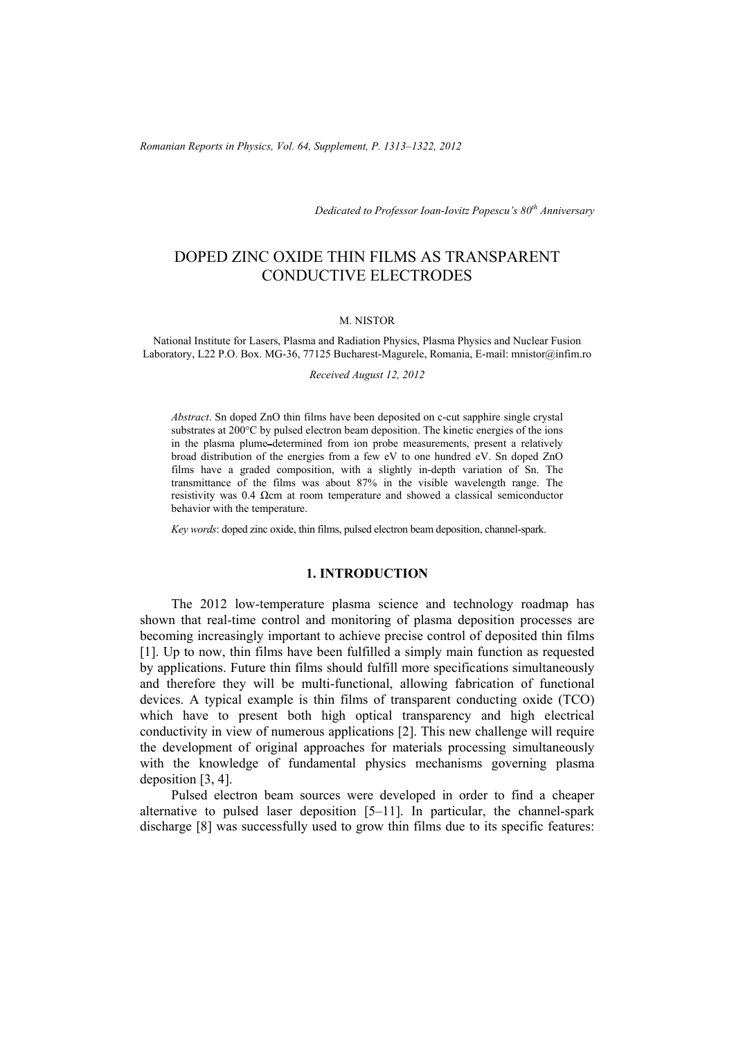*Dedicated to Professor Ioan-Iovitz Popescu's 80th Anniversary*

# DOPED ZINC OXIDE THIN FILMS AS TRANSPARENT CONDUCTIVE ELECTRODES

M. NISTOR

National Institute for Lasers, Plasma and Radiation Physics, Plasma Physics and Nuclear Fusion Laboratory, L22 P.O. Box. MG-36, 77125 Bucharest-Magurele, Romania, E-mail: mnistor@infim.ro

*Received August 12, 2012*

*Abstract*. Sn doped ZnO thin films have been deposited on c-cut sapphire single crystal substrates at 200°C by pulsed electron beam deposition. The kinetic energies of the ions in the plasma plume–determined from ion probe measurements, present a relatively broad distribution of the energies from a few eV to one hundred eV. Sn doped ZnO films have a graded composition, with a slightly in-depth variation of Sn. The transmittance of the films was about 87% in the visible wavelength range. The resistivity was 0.4 Ωcm at room temperature and showed a classical semiconductor behavior with the temperature.

*Key words*: doped zinc oxide, thin films, pulsed electron beam deposition, channel-spark.

## 1. INTRODUCTION

The 2012 low-temperature plasma science and technology roadmap has shown that real-time control and monitoring of plasma deposition processes are becoming increasingly important to achieve precise control of deposited thin films [1]. Up to now, thin films have been fulfilled a simply main function as requested by applications. Future thin films should fulfill more specifications simultaneously and therefore they will be multi-functional, allowing fabrication of functional devices. A typical example is thin films of transparent conducting oxide (TCO) which have to present both high optical transparency and high electrical conductivity in view of numerous applications [2]. This new challenge will require the development of original approaches for materials processing simultaneously with the knowledge of fundamental physics mechanisms governing plasma deposition [3, 4].

Pulsed electron beam sources were developed in order to find a cheaper alternative to pulsed laser deposition [5–11]. In particular, the channel-spark discharge [8] was successfully used to grow thin films due to its specific features: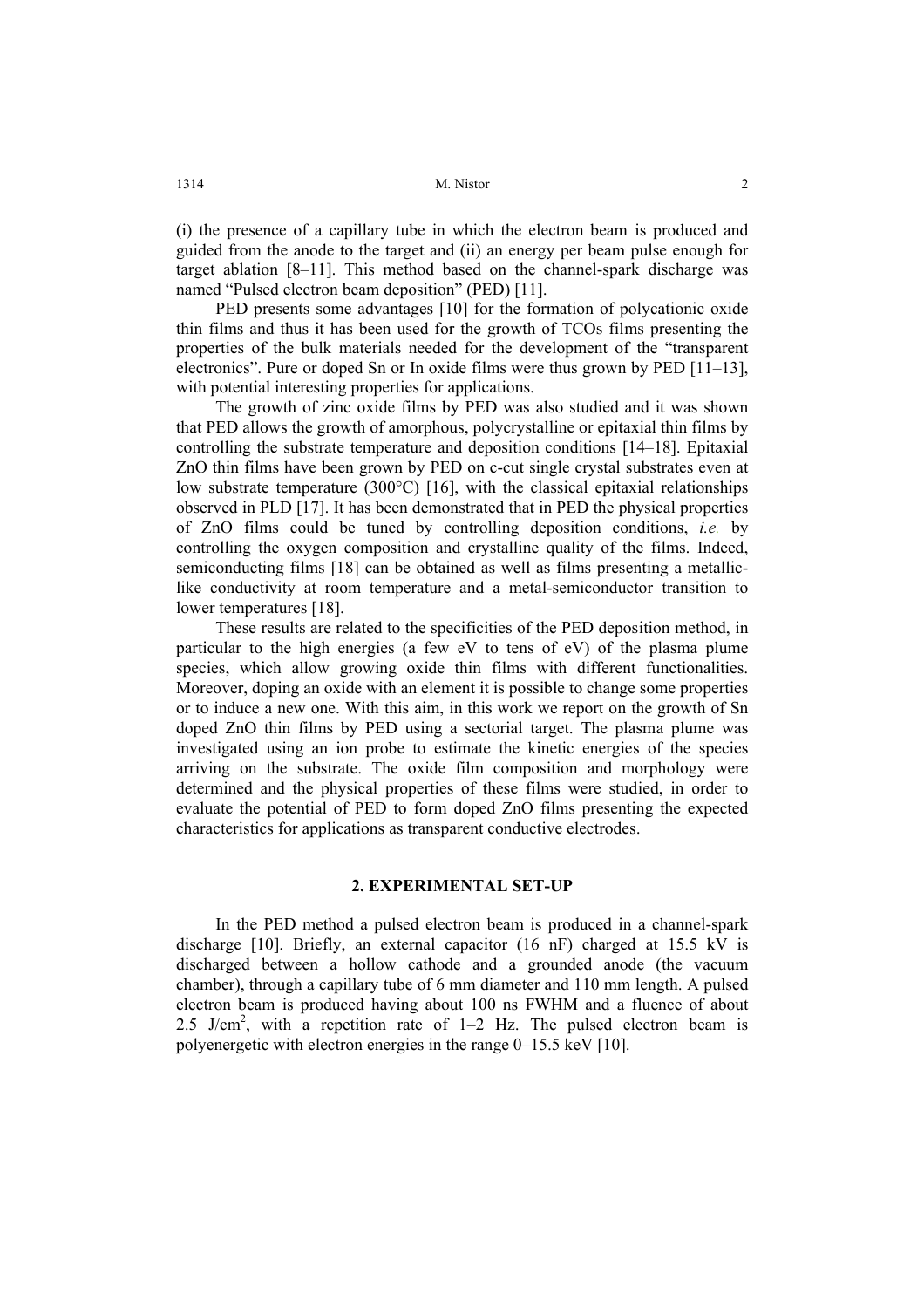(i) the presence of a capillary tube in which the electron beam is produced and guided from the anode to the target and (ii) an energy per beam pulse enough for target ablation [8–11]. This method based on the channel-spark discharge was named "Pulsed electron beam deposition" (PED) [11].

PED presents some advantages [10] for the formation of polycationic oxide thin films and thus it has been used for the growth of TCOs films presenting the properties of the bulk materials needed for the development of the "transparent electronics". Pure or doped Sn or In oxide films were thus grown by PED [11–13], with potential interesting properties for applications.

The growth of zinc oxide films by PED was also studied and it was shown that PED allows the growth of amorphous, polycrystalline or epitaxial thin films by controlling the substrate temperature and deposition conditions [14–18]. Epitaxial ZnO thin films have been grown by PED on c-cut single crystal substrates even at low substrate temperature (300°C) [16], with the classical epitaxial relationships observed in PLD [17]. It has been demonstrated that in PED the physical properties of ZnO films could be tuned by controlling deposition conditions, *i.e.* by controlling the oxygen composition and crystalline quality of the films. Indeed, semiconducting films [18] can be obtained as well as films presenting a metallic-like conductivity at room temperature and a metal-semiconductor transition to lower temperatures [18].

These results are related to the specificities of the PED deposition method, in particular to the high energies (a few eV to tens of eV) of the plasma plume species, which allow growing oxide thin films with different functionalities. Moreover, doping an oxide with an element it is possible to change some properties or to induce a new one. With this aim, in this work we report on the growth of Sn doped ZnO thin films by PED using a sectorial target. The plasma plume was investigated using an ion probe to estimate the kinetic energies of the species arriving on the substrate. The oxide film composition and morphology were determined and the physical properties of these films were studied, in order to evaluate the potential of PED to form doped ZnO films presenting the expected characteristics for applications as transparent conductive electrodes.

## 2. EXPERIMENTAL SET-UP

In the PED method a pulsed electron beam is produced in a channel-spark discharge [10]. Briefly, an external capacitor (16 nF) charged at 15.5 kV is discharged between a hollow cathode and a grounded anode (the vacuum chamber), through a capillary tube of 6 mm diameter and 110 mm length. A pulsed electron beam is produced having about 100 ns FWHM and a fluence of about 2.5 $J/cm^2$, with a repetition rate of 1–2 Hz. The pulsed electron beam is polyenergetic with electron energies in the range 0–15.5 keV [10].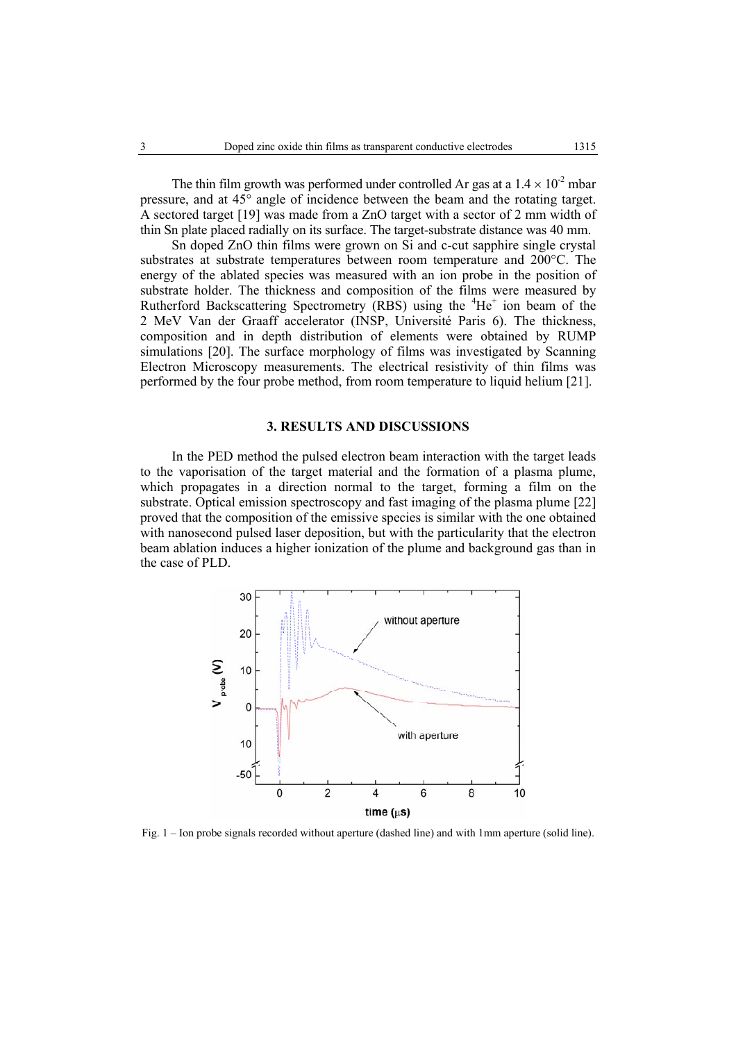The thin film growth was performed under controlled Ar gas at a $1.4 \times 10^{-2}$ mbar pressure, and at 45° angle of incidence between the beam and the rotating target. A sectored target [19] was made from a ZnO target with a sector of 2 mm width of thin Sn plate placed radially on its surface. The target-substrate distance was 40 mm.

Sn doped ZnO thin films were grown on Si and c-cut sapphire single crystal substrates at substrate temperatures between room temperature and 200°C. The energy of the ablated species was measured with an ion probe in the position of substrate holder. The thickness and composition of the films were measured by Rutherford Backscattering Spectrometry (RBS) using the $^4He^+$ ion beam of the 2 MeV Van der Graaff accelerator (INSP, Université Paris 6). The thickness, composition and in depth distribution of elements were obtained by RUMP simulations [20]. The surface morphology of films was investigated by Scanning Electron Microscopy measurements. The electrical resistivity of thin films was performed by the four probe method, from room temperature to liquid helium [21].

## 3. RESULTS AND DISCUSSIONS

In the PED method the pulsed electron beam interaction with the target leads to the vaporisation of the target material and the formation of a plasma plume, which propagates in a direction normal to the target, forming a film on the substrate. Optical emission spectroscopy and fast imaging of the plasma plume [22] proved that the composition of the emissive species is similar with the one obtained with nanosecond pulsed laser deposition, but with the particularity that the electron beam ablation induces a higher ionization of the plume and background gas than in the case of PLD.

Fig. 1 – Ion probe signals recorded without aperture (dashed line) and with 1mm aperture (solid line).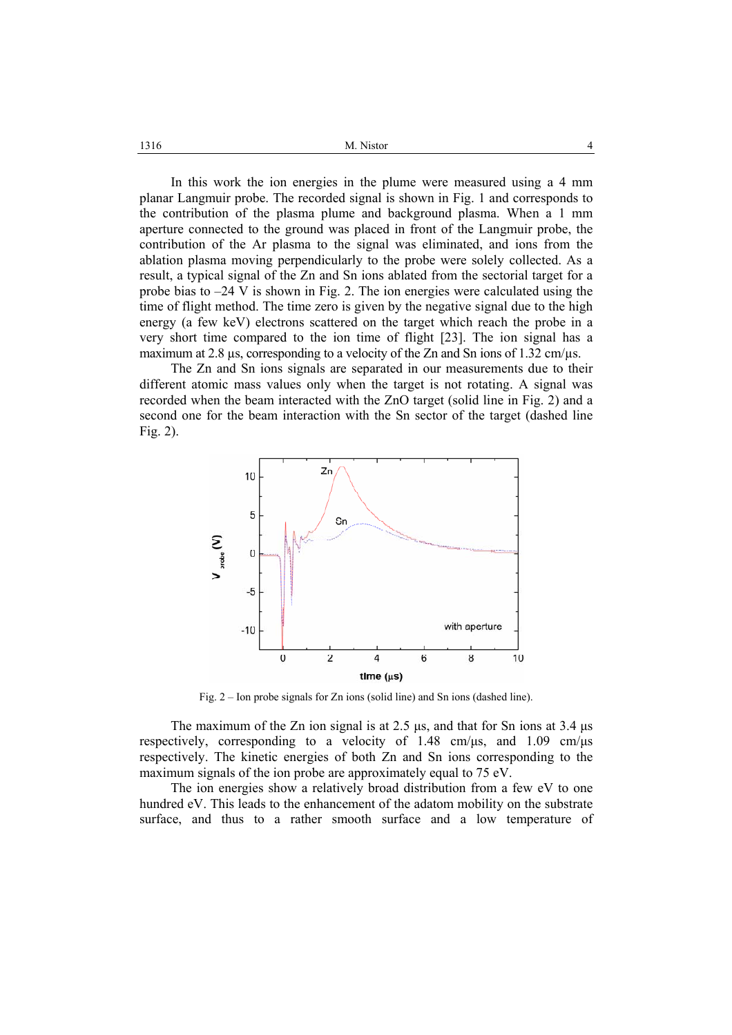In this work the ion energies in the plume were measured using a 4 mm planar Langmuir probe. The recorded signal is shown in Fig. 1 and corresponds to the contribution of the plasma plume and background plasma. When a 1 mm aperture connected to the ground was placed in front of the Langmuir probe, the contribution of the Ar plasma to the signal was eliminated, and ions from the ablation plasma moving perpendicularly to the probe were solely collected. As a result, a typical signal of the Zn and Sn ions ablated from the sectorial target for a probe bias to –24 V is shown in Fig. 2. The ion energies were calculated using the time of flight method. The time zero is given by the negative signal due to the high energy (a few keV) electrons scattered on the target which reach the probe in a very short time compared to the ion time of flight [23]. The ion signal has a maximum at 2.8 μs, corresponding to a velocity of the Zn and Sn ions of 1.32 cm/μs.

The Zn and Sn ions signals are separated in our measurements due to their different atomic mass values only when the target is not rotating. A signal was recorded when the beam interacted with the ZnO target (solid line in Fig. 2) and a second one for the beam interaction with the Sn sector of the target (dashed line Fig. 2).

Fig. 2 – Ion probe signals for Zn ions (solid line) and Sn ions (dashed line).

The maximum of the Zn ion signal is at 2.5 μs, and that for Sn ions at 3.4 μs respectively, corresponding to a velocity of 1.48 cm/μs, and 1.09 cm/μs respectively. The kinetic energies of both Zn and Sn ions corresponding to the maximum signals of the ion probe are approximately equal to 75 eV.

The ion energies show a relatively broad distribution from a few eV to one hundred eV. This leads to the enhancement of the adatom mobility on the substrate surface, and thus to a rather smooth surface and a low temperature of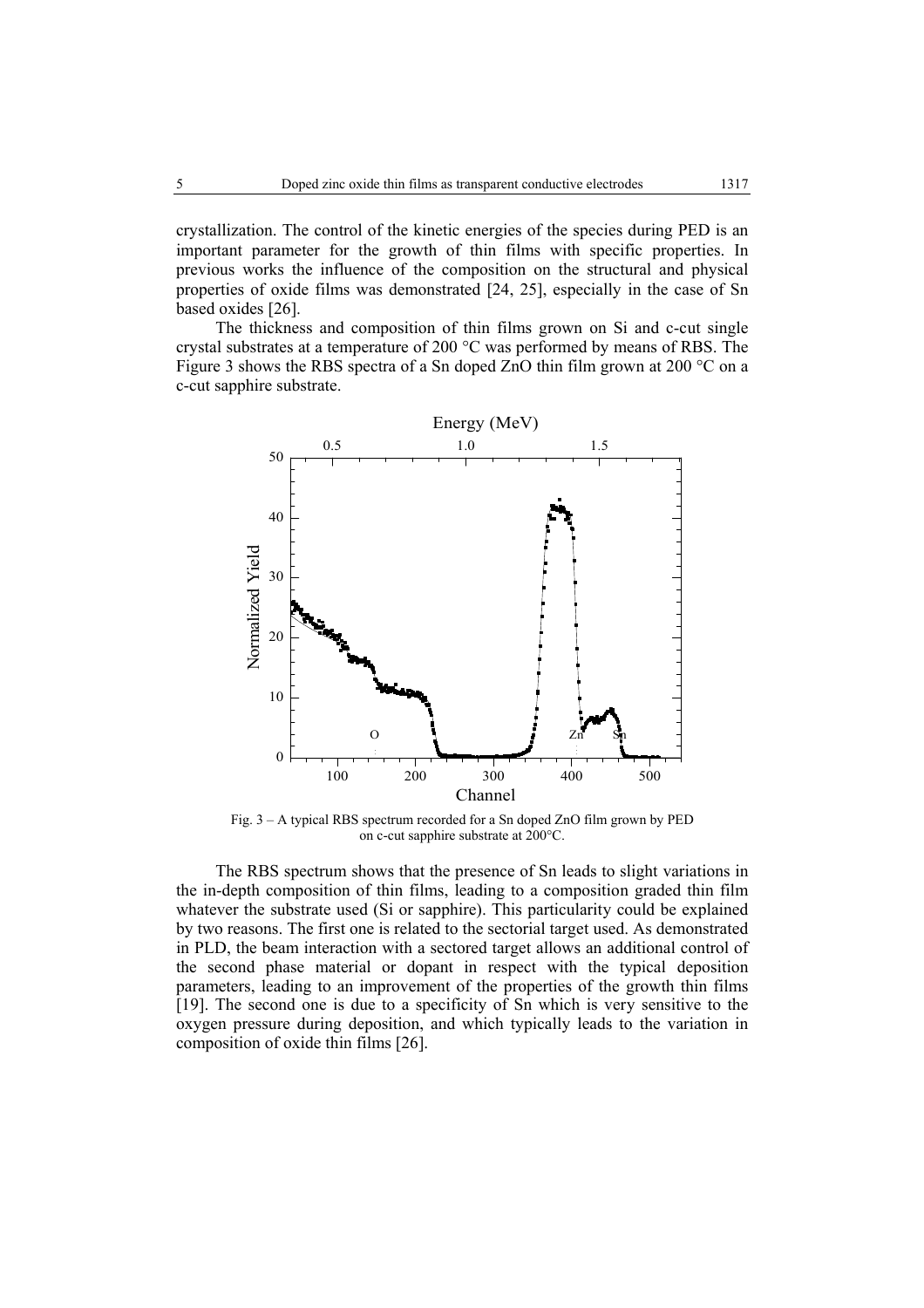crystallization. The control of the kinetic energies of the species during PED is an important parameter for the growth of thin films with specific properties. In previous works the influence of the composition on the structural and physical properties of oxide films was demonstrated [24, 25], especially in the case of Sn based oxides [26].

The thickness and composition of thin films grown on Si and c-cut single crystal substrates at a temperature of 200 °C was performed by means of RBS. The Figure 3 shows the RBS spectra of a Sn doped ZnO thin film grown at 200 °C on a c-cut sapphire substrate.

Fig. 3 – A typical RBS spectrum recorded for a Sn doped ZnO film grown by PED on c-cut sapphire substrate at 200°C.

The RBS spectrum shows that the presence of Sn leads to slight variations in the in-depth composition of thin films, leading to a composition graded thin film whatever the substrate used (Si or sapphire). This particularity could be explained by two reasons. The first one is related to the sectorial target used. As demonstrated in PLD, the beam interaction with a sectored target allows an additional control of the second phase material or dopant in respect with the typical deposition parameters, leading to an improvement of the properties of the growth thin films [19]. The second one is due to a specificity of Sn which is very sensitive to the oxygen pressure during deposition, and which typically leads to the variation in composition of oxide thin films [26].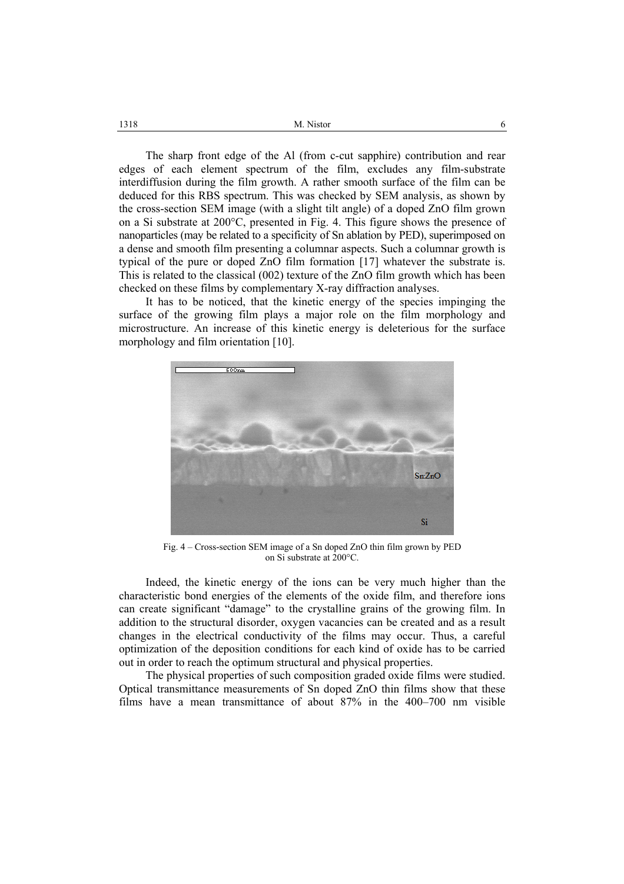The sharp front edge of the Al (from c-cut sapphire) contribution and rear edges of each element spectrum of the film, excludes any film-substrate interdiffusion during the film growth. A rather smooth surface of the film can be deduced for this RBS spectrum. This was checked by SEM analysis, as shown by the cross-section SEM image (with a slight tilt angle) of a doped ZnO film grown on a Si substrate at 200°C, presented in Fig. 4. This figure shows the presence of nanoparticles (may be related to a specificity of Sn ablation by PED), superimposed on a dense and smooth film presenting a columnar aspects. Such a columnar growth is typical of the pure or doped ZnO film formation [17] whatever the substrate is. This is related to the classical (002) texture of the ZnO film growth which has been checked on these films by complementary X-ray diffraction analyses.

It has to be noticed, that the kinetic energy of the species impinging the surface of the growing film plays a major role on the film morphology and microstructure. An increase of this kinetic energy is deleterious for the surface morphology and film orientation [10].

Fig. 4 – Cross-section SEM image of a Sn doped ZnO thin film grown by PED on Si substrate at 200°C.

Indeed, the kinetic energy of the ions can be very much higher than the characteristic bond energies of the elements of the oxide film, and therefore ions can create significant "damage" to the crystalline grains of the growing film. In addition to the structural disorder, oxygen vacancies can be created and as a result changes in the electrical conductivity of the films may occur. Thus, a careful optimization of the deposition conditions for each kind of oxide has to be carried out in order to reach the optimum structural and physical properties.

The physical properties of such composition graded oxide films were studied. Optical transmittance measurements of Sn doped ZnO thin films show that these films have a mean transmittance of about 87% in the 400–700 nm visible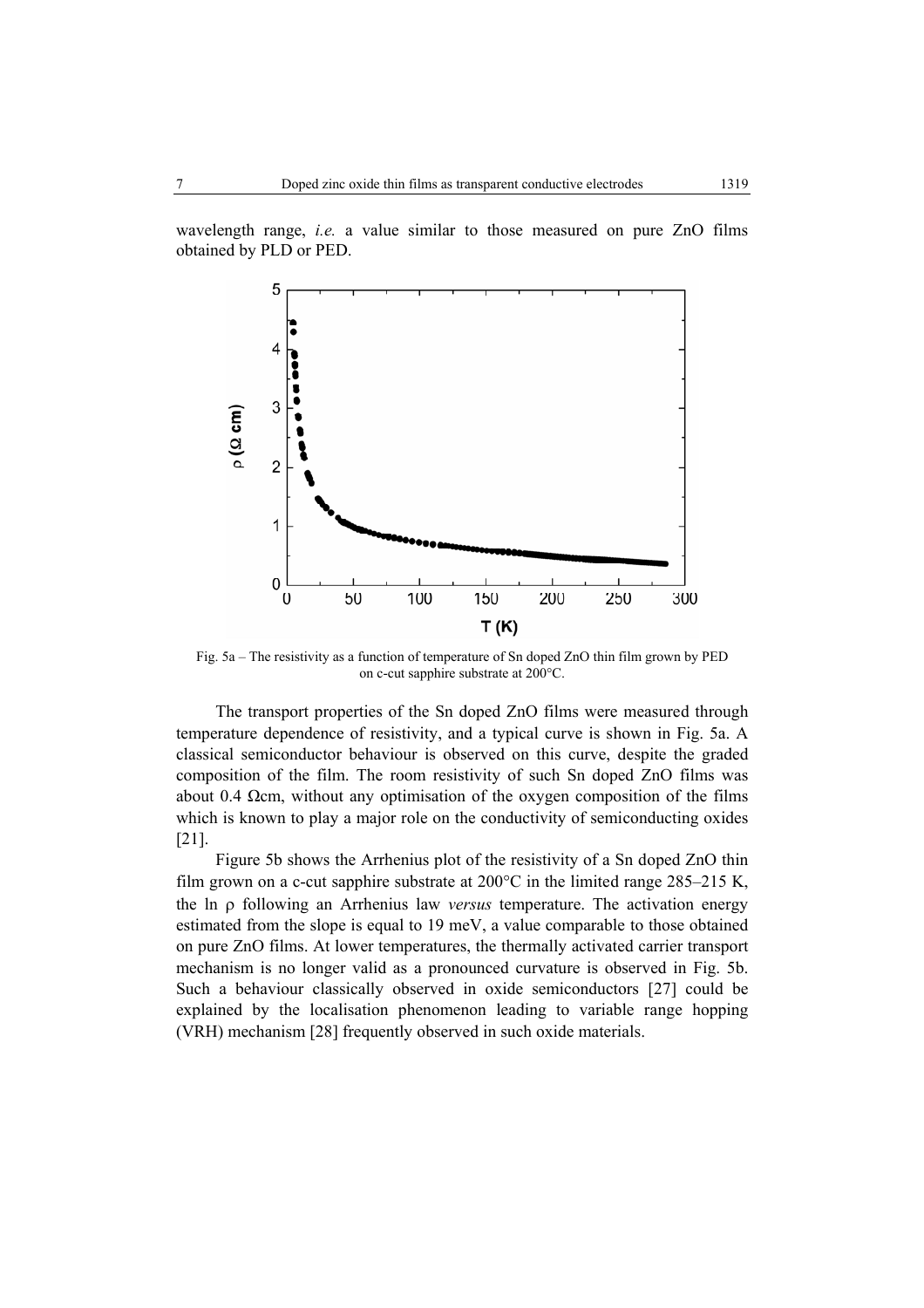wavelength range, *i.e.* a value similar to those measured on pure ZnO films obtained by PLD or PED.

Fig. 5a – The resistivity as a function of temperature of Sn doped ZnO thin film grown by PED on c-cut sapphire substrate at 200°C.

The transport properties of the Sn doped ZnO films were measured through temperature dependence of resistivity, and a typical curve is shown in Fig. 5a. A classical semiconductor behaviour is observed on this curve, despite the graded composition of the film. The room resistivity of such Sn doped ZnO films was about 0.4 Ωcm, without any optimisation of the oxygen composition of the films which is known to play a major role on the conductivity of semiconducting oxides [21].

Figure 5b shows the Arrhenius plot of the resistivity of a Sn doped ZnO thin film grown on a c-cut sapphire substrate at 200°C in the limited range 285–215 K, the $\ln \rho$ following an Arrhenius law *versus* temperature. The activation energy estimated from the slope is equal to 19 meV, a value comparable to those obtained on pure ZnO films. At lower temperatures, the thermally activated carrier transport mechanism is no longer valid as a pronounced curvature is observed in Fig. 5b. Such a behaviour classically observed in oxide semiconductors [27] could be explained by the localisation phenomenon leading to variable range hopping (VRH) mechanism [28] frequently observed in such oxide materials.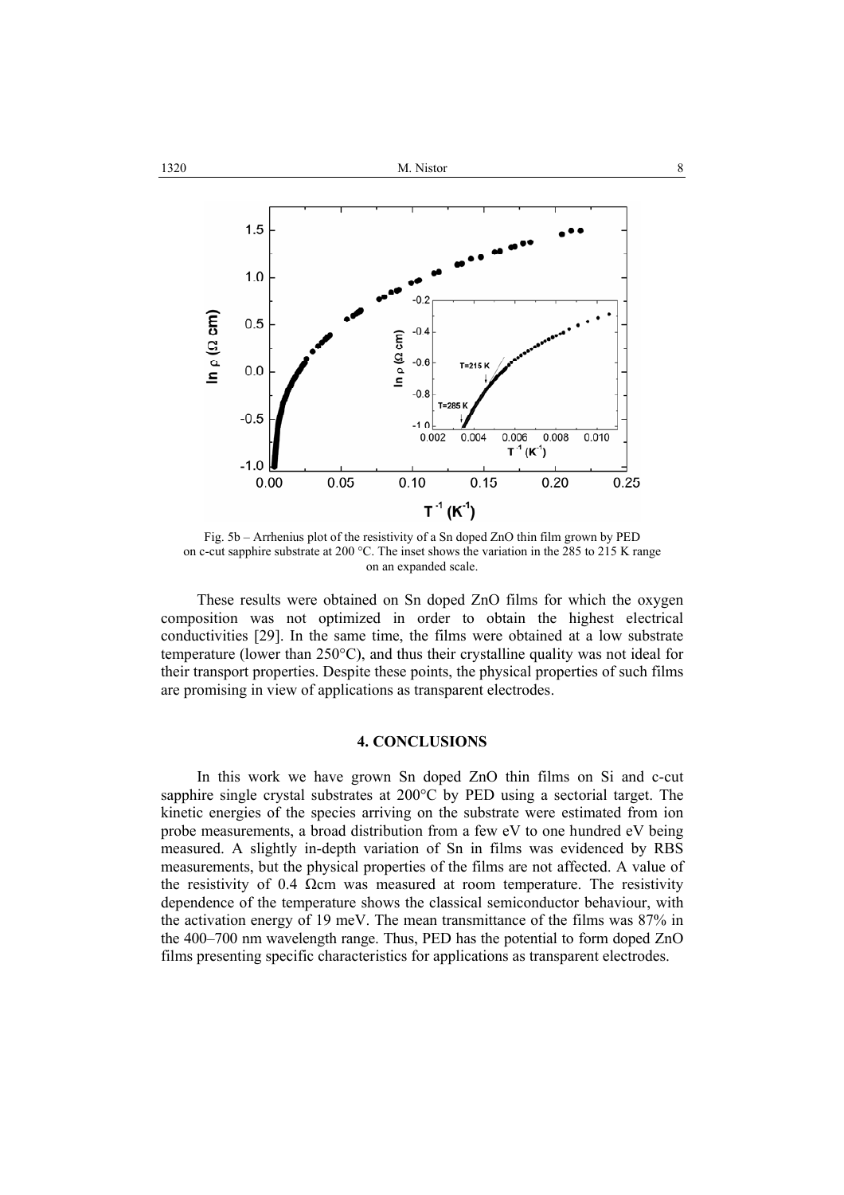Fig. 5b – Arrhenius plot of the resistivity of a Sn doped ZnO thin film grown by PED on c-cut sapphire substrate at 200 °C. The inset shows the variation in the 285 to 215 K range on an expanded scale.

These results were obtained on Sn doped ZnO films for which the oxygen composition was not optimized in order to obtain the highest electrical conductivities [29]. In the same time, the films were obtained at a low substrate temperature (lower than 250°C), and thus their crystalline quality was not ideal for their transport properties. Despite these points, the physical properties of such films are promising in view of applications as transparent electrodes.

## 4. CONCLUSIONS

In this work we have grown Sn doped ZnO thin films on Si and c-cut sapphire single crystal substrates at 200°C by PED using a sectorial target. The kinetic energies of the species arriving on the substrate were estimated from ion probe measurements, a broad distribution from a few eV to one hundred eV being measured. A slightly in-depth variation of Sn in films was evidenced by RBS measurements, but the physical properties of the films are not affected. A value of the resistivity of 0.4 Ωcm was measured at room temperature. The resistivity dependence of the temperature shows the classical semiconductor behaviour, with the activation energy of 19 meV. The mean transmittance of the films was 87% in the 400–700 nm wavelength range. Thus, PED has the potential to form doped ZnO films presenting specific characteristics for applications as transparent electrodes.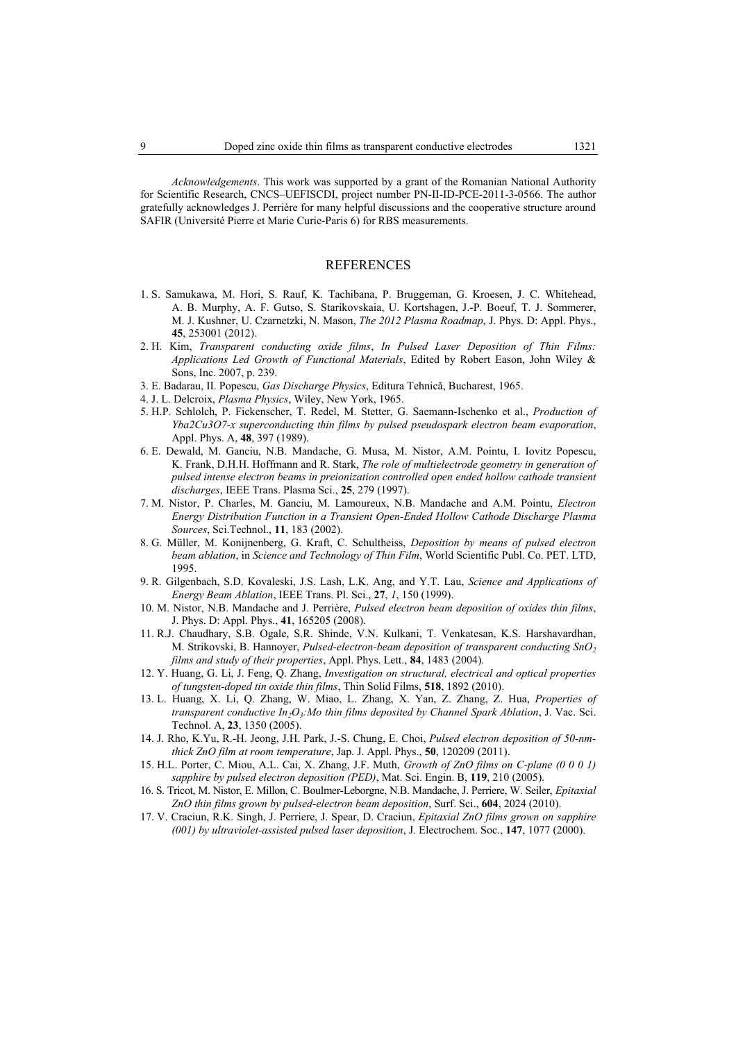*Acknowledgements*. This work was supported by a grant of the Romanian National Authority for Scientific Research, CNCS–UEFISCDI, project number PN-II-ID-PCE-2011-3-0566. The author gratefully acknowledges J. Perrière for many helpful discussions and the cooperative structure around SAFIR (Université Pierre et Marie Curie-Paris 6) for RBS measurements.

## REFERENCES

1. S. Samukawa, M. Hori, S. Rauf, K. Tachibana, P. Bruggeman, G. Kroesen, J. C. Whitehead, A. B. Murphy, A. F. Gutso, S. Starikovskaia, U. Kortshagen, J.-P. Boeuf, T. J. Sommerer, M. J. Kushner, U. Czarnetzki, N. Mason, *The 2012 Plasma Roadmap*, J. Phys. D: Appl. Phys., **45**, 253001 (2012).
2. H. Kim, *Transparent conducting oxide films*, *In Pulsed Laser Deposition of Thin Films: Applications Led Growth of Functional Materials*, Edited by Robert Eason, John Wiley & Sons, Inc. 2007, p. 239.
3. E. Badarau, Il. Popescu, *Gas Discharge Physics*, Editura Tehnică, Bucharest, 1965.
4. J. L. Delcroix, *Plasma Physics*, Wiley, New York, 1965.
5. H.P. Schlolch, P. Fickenscher, T. Redel, M. Stetter, G. Saemann-Ischenko et al., *Production of Yba2Cu3O7-x superconducting thin films by pulsed pseudospark electron beam evaporation*, Appl. Phys. A, **48**, 397 (1989).
6. E. Dewald, M. Ganciu, N.B. Mandache, G. Musa, M. Nistor, A.M. Pointu, I. Iovitz Popescu, K. Frank, D.H.H. Hoffmann and R. Stark, *The role of multielectrode geometry in generation of pulsed intense electron beams in preionization controlled open ended hollow cathode transient discharges*, IEEE Trans. Plasma Sci., **25**, 279 (1997).
7. M. Nistor, P. Charles, M. Ganciu, M. Lamoureux, N.B. Mandache and A.M. Pointu, *Electron Energy Distribution Function in a Transient Open-Ended Hollow Cathode Discharge Plasma Sources*, Sci.Technol., **11**, 183 (2002).
8. G. Müller, M. Konijnenberg, G. Kraft, C. Schultheiss, *Deposition by means of pulsed electron beam ablation*, in *Science and Technology of Thin Film*, World Scientific Publ. Co. PET. LTD, 1995.
9. R. Gilgenbach, S.D. Kovaleski, J.S. Lash, L.K. Ang, and Y.T. Lau, *Science and Applications of Energy Beam Ablation*, IEEE Trans. Pl. Sci., **27**, *1*, 150 (1999).
10. M. Nistor, N.B. Mandache and J. Perrière, *Pulsed electron beam deposition of oxides thin films*, J. Phys. D: Appl. Phys., **41**, 165205 (2008).
11. R.J. Chaudhary, S.B. Ogale, S.R. Shinde, V.N. Kulkani, T. Venkatesan, K.S. Harshavardhan, M. Strikovski, B. Hannoyer, *Pulsed-electron-beam deposition of transparent conducting $SnO_2$ films and study of their properties*, Appl. Phys. Lett., **84**, 1483 (2004).
12. Y. Huang, G. Li, J. Feng, Q. Zhang, *Investigation on structural, electrical and optical properties of tungsten-doped tin oxide thin films*, Thin Solid Films, **518**, 1892 (2010).
13. L. Huang, X. Li, Q. Zhang, W. Miao, L. Zhang, X. Yan, Z. Zhang, Z. Hua, *Properties of transparent conductive $In_2O_3$:Mo thin films deposited by Channel Spark Ablation*, J. Vac. Sci. Technol. A, **23**, 1350 (2005).
14. J. Rho, K.Yu, R.-H. Jeong, J.H. Park, J.-S. Chung, E. Choi, *Pulsed electron deposition of 50-nm-thick ZnO film at room temperature*, Jap. J. Appl. Phys., **50**, 120209 (2011).
15. H.L. Porter, C. Miou, A.L. Cai, X. Zhang, J.F. Muth, *Growth of ZnO films on C-plane (0 0 0 1) sapphire by pulsed electron deposition (PED)*, Mat. Sci. Engin. B, **119**, 210 (2005).
16. S. Tricot, M. Nistor, E. Millon, C. Boulmer-Leborgne, N.B. Mandache, J. Perriere, W. Seiler, *Epitaxial ZnO thin films grown by pulsed-electron beam deposition*, Surf. Sci., **604**, 2024 (2010).
17. V. Craciun, R.K. Singh, J. Perriere, J. Spear, D. Craciun, *Epitaxial ZnO films grown on sapphire (001) by ultraviolet-assisted pulsed laser deposition*, J. Electrochem. Soc., **147**, 1077 (2000).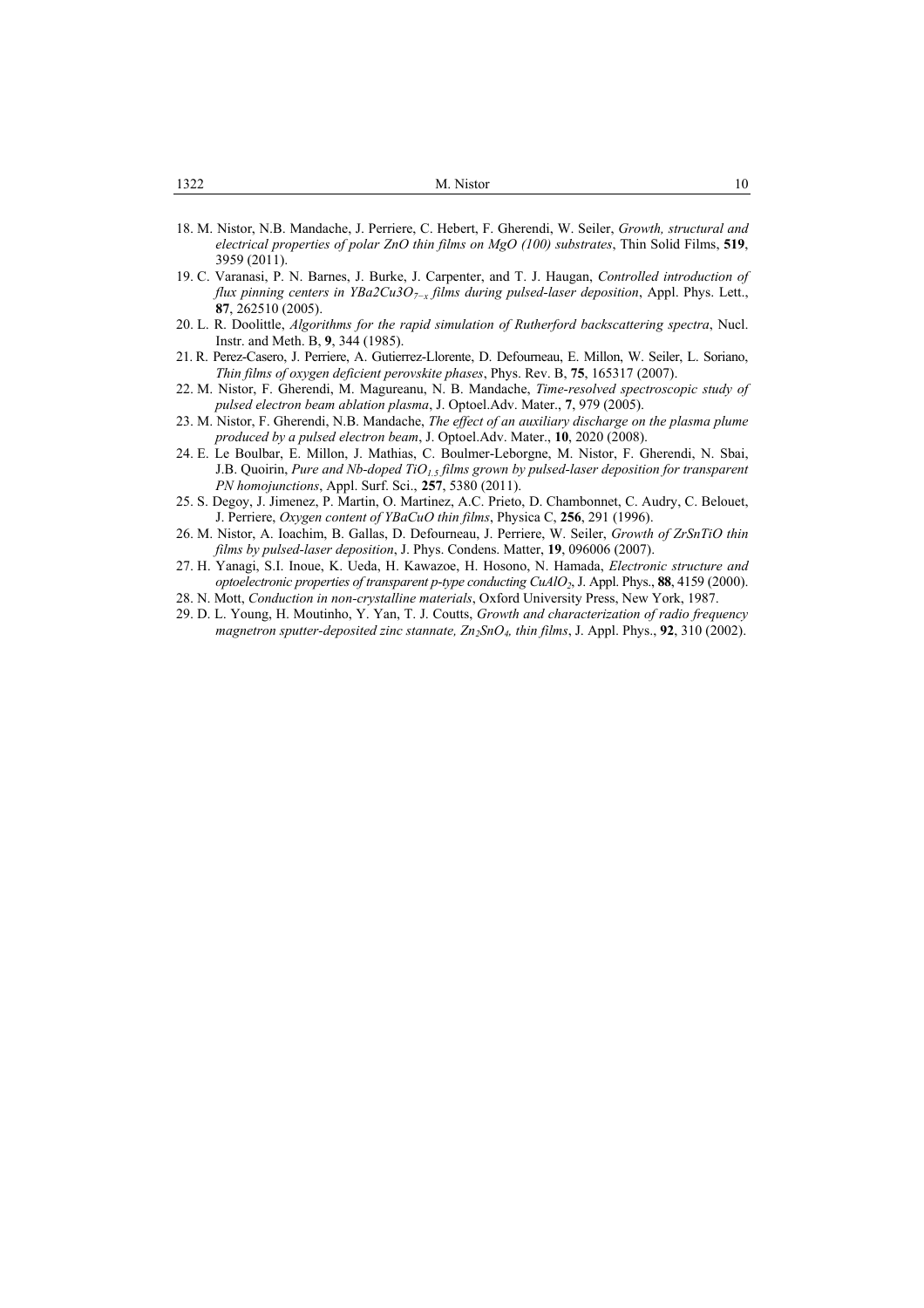18. M. Nistor, N.B. Mandache, J. Perriere, C. Hebert, F. Gherendi, W. Seiler, *Growth, structural and electrical properties of polar ZnO thin films on MgO (100) substrates*, Thin Solid Films, **519**, 3959 (2011).
19. C. Varanasi, P. N. Barnes, J. Burke, J. Carpenter, and T. J. Haugan, *Controlled introduction of flux pinning centers in $YBa2Cu3O_{7-x}$ films during pulsed-laser deposition*, Appl. Phys. Lett., **87**, 262510 (2005).
20. L. R. Doolittle, *Algorithms for the rapid simulation of Rutherford backscattering spectra*, Nucl. Instr. and Meth. B, **9**, 344 (1985).
21. R. Perez-Casero, J. Perriere, A. Gutierrez-Llorente, D. Defourneau, E. Millon, W. Seiler, L. Soriano, *Thin films of oxygen deficient perovskite phases*, Phys. Rev. B, **75**, 165317 (2007).
22. M. Nistor, F. Gherendi, M. Magureanu, N. B. Mandache, *Time-resolved spectroscopic study of pulsed electron beam ablation plasma*, J. Optoel.Adv. Mater., **7**, 979 (2005).
23. M. Nistor, F. Gherendi, N.B. Mandache, *The effect of an auxiliary discharge on the plasma plume produced by a pulsed electron beam*, J. Optoel.Adv. Mater., **10**, 2020 (2008).
24. E. Le Boulbar, E. Millon, J. Mathias, C. Boulmer-Leborgne, M. Nistor, F. Gherendi, N. Sbai, J.B. Quoirin, *Pure and Nb-doped $TiO_{1.5}$ films grown by pulsed-laser deposition for transparent PN homojunctions*, Appl. Surf. Sci., **257**, 5380 (2011).
25. S. Degoy, J. Jimenez, P. Martin, O. Martinez, A.C. Prieto, D. Chambonnet, C. Audry, C. Belouet, J. Perriere, *Oxygen content of YBaCuO thin films*, Physica C, **256**, 291 (1996).
26. M. Nistor, A. Ioachim, B. Gallas, D. Defourneau, J. Perriere, W. Seiler, *Growth of ZrSnTiO thin films by pulsed-laser deposition*, J. Phys. Condens. Matter, **19**, 096006 (2007).
27. H. Yanagi, S.I. Inoue, K. Ueda, H. Kawazoe, H. Hosono, N. Hamada, *Electronic structure and optoelectronic properties of transparent p-type conducting $CuAlO_2$*, J. Appl. Phys., **88**, 4159 (2000).
28. N. Mott, *Conduction in non-crystalline materials*, Oxford University Press, New York, 1987.
29. D. L. Young, H. Moutinho, Y. Yan, T. J. Coutts, *Growth and characterization of radio frequency magnetron sputter-deposited zinc stannate, $Zn_2SnO_4$, thin films*, J. Appl. Phys., **92**, 310 (2002).